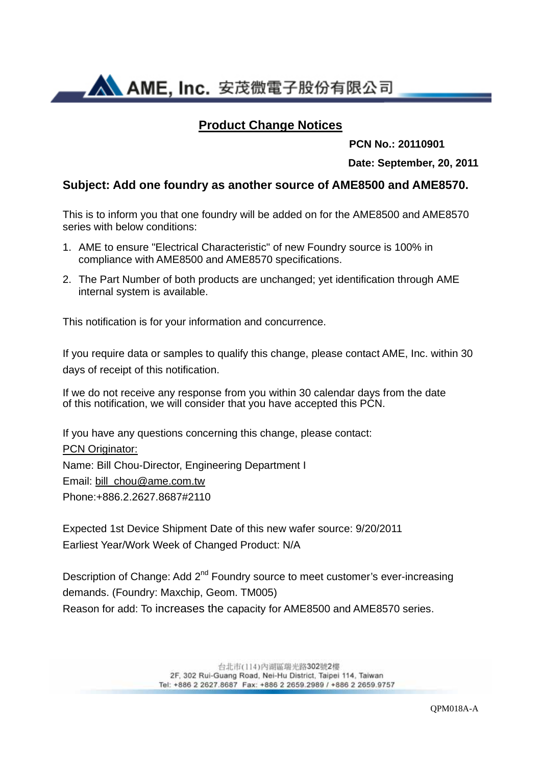AME, Inc. 安茂微電子股份有限公司

## Product Change Notices

**PCN No.: 20110901**

**Date: September, 20, 2011**

### Subject: Add one foundry as another source of AME8500 and AME8570.

This is to inform you that one foundry will be added on for the AME8500 and AME8570 series with below conditions:

1. AME to ensure "Electrical Characteristic" of new Foundry source is 100% in compliance with AME8500 and AME8570 specifications.
2. The Part Number of both products are unchanged; yet identification through AME internal system is available.

This notification is for your information and concurrence.

If you require data or samples to qualify this change, please contact AME, Inc. within 30 days of receipt of this notification.

If we do not receive any response from you within 30 calendar days from the date of this notification, we will consider that you have accepted this PCN.

If you have any questions concerning this change, please contact:

PCN Originator:

Name: Bill Chou-Director, Engineering Department I

Email: bill_chou@ame.com.tw

Phone:+886.2.2627.8687#2110

Expected 1st Device Shipment Date of this new wafer source: 9/20/2011

Earliest Year/Work Week of Changed Product: N/A

Description of Change: Add 2nd Foundry source to meet customer's ever-increasing demands. (Foundry: Maxchip, Geom. TM005)

Reason for add: To increases the capacity for AME8500 and AME8570 series.

台北市(114)內湖區瑞光路302號2樓

2F, 302 Rui-Guang Road, Nei-Hu District, Taipei 114, Taiwan

Tel: +886 2 2627.8687 Fax: +886 2 2659.2989 / +886 2 2659.9757

QPM018A-A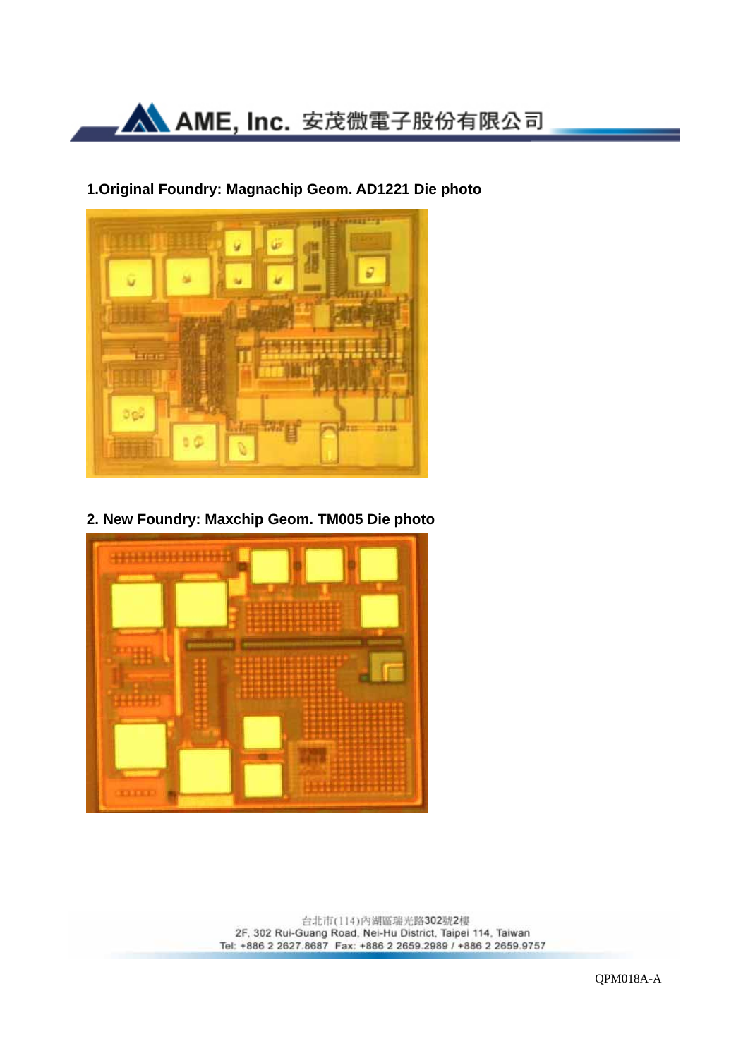1.Original Foundry: Magnachip Geom. AD1221 Die photo

2. New Foundry: Maxchip Geom. TM005 Die photo